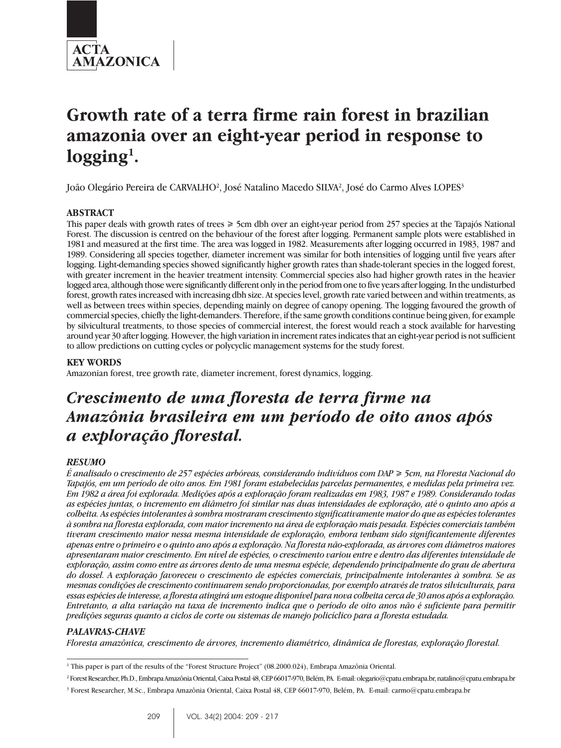# Growth rate of a terra firme rain forest in brazilian amazonia over an eight-year period in response to logging[1].

João Olegário Pereira de CARVALHO[2], José Natalino Macedo SILVA[2], José do Carmo Alves LOPES[3]

## ABSTRACT

This paper deals with growth rates of trees ≥ 5cm dbh over an eight-year period from 257 species at the Tapajós National Forest. The discussion is centred on the behaviour of the forest after logging. Permanent sample plots were established in 1981 and measured at the first time. The area was logged in 1982. Measurements after logging occurred in 1983, 1987 and 1989. Considering all species together, diameter increment was similar for both intensities of logging until five years after logging. Light-demanding species showed significantly higher growth rates than shade-tolerant species in the logged forest, with greater increment in the heavier treatment intensity. Commercial species also had higher growth rates in the heavier logged area, although those were significantly different only in the period from one to five years after logging. In the undisturbed forest, growth rates increased with increasing dbh size. At species level, growth rate varied between and within treatments, as well as between trees within species, depending mainly on degree of canopy opening. The logging favoured the growth of commercial species, chiefly the light-demanders. Therefore, if the same growth conditions continue being given, for example by silvicultural treatments, to those species of commercial interest, the forest would reach a stock available for harvesting around year 30 after logging. However, the high variation in increment rates indicates that an eight-year period is not sufficient to allow predictions on cutting cycles or polycyclic management systems for the study forest.

## KEY WORDS

Amazonian forest, tree growth rate, diameter increment, forest dynamics, logging.

# *Crescimento de uma floresta de terra firme na Amazônia brasileira em um período de oito anos após a exploração florestal.*

## *RESUMO*

*É analisado o crescimento de 257 espécies arbóreas, considerando indivíduos com DAP ≥ 5cm, na Floresta Nacional do Tapajós, em um período de oito anos. Em 1981 foram estabelecidas parcelas permanentes, e medidas pela primeira vez. Em 1982 a área foi explorada. Medições após a exploração foram realizadas em 1983, 1987 e 1989. Considerando todas as espécies juntas, o incremento em diâmetro foi similar nas duas intensidades de exploração, até o quinto ano após a colheita. As espécies intolerantes à sombra mostraram crescimento significativamente maior do que as espécies tolerantes à sombra na floresta explorada, com maior incremento na área de exploração mais pesada. Espécies comerciais também tiveram crescimento maior nessa mesma intensidade de exploração, embora tenham sido significantemente diferentes apenas entre o primeiro e o quinto ano após a exploração. Na floresta não-explorada, as árvores com diâmetros maiores apresentaram maior crescimento. Em nível de espécies, o crescimento variou entre e dentro das diferentes intensidade de exploração, assim como entre as árvores dento de uma mesma espécie, dependendo principalmente do grau de abertura do dossel. A exploração favoreceu o crescimento de espécies comerciais, principalmente intolerantes à sombra. Se as mesmas condições de crescimento continuarem sendo proporcionadas, por exemplo através de tratos silviculturais, para essas espécies de interesse, a floresta atingirá um estoque disponível para nova colheita cerca de 30 anos após a exploração. Entretanto, a alta variação na taxa de incremento indica que o período de oito anos não é suficiente para permitir predições seguras quanto a ciclos de corte ou sistemas de manejo policíclico para a floresta estudada.*

## *PALAVRAS-CHAVE*

*Floresta amazônica, crescimento de árvores, incremento diamétrico, dinâmica de florestas, exploração florestal.*

---

[1] This paper is part of the results of the "Forest Structure Project" (08.2000.024), Embrapa Amazônia Oriental.

[2] Forest Researcher, Ph.D., Embrapa Amazônia Oriental, Caixa Postal 48, CEP 66017-970, Belém, PA. E-mail: olegario@cpatu.embrapa.br, natalino@cpatu.embrapa.br

[3] Forest Researcher, M.Sc., Embrapa Amazônia Oriental, Caixa Postal 48, CEP 66017-970, Belém, PA. E-mail: carmo@cpatu.embrapa.br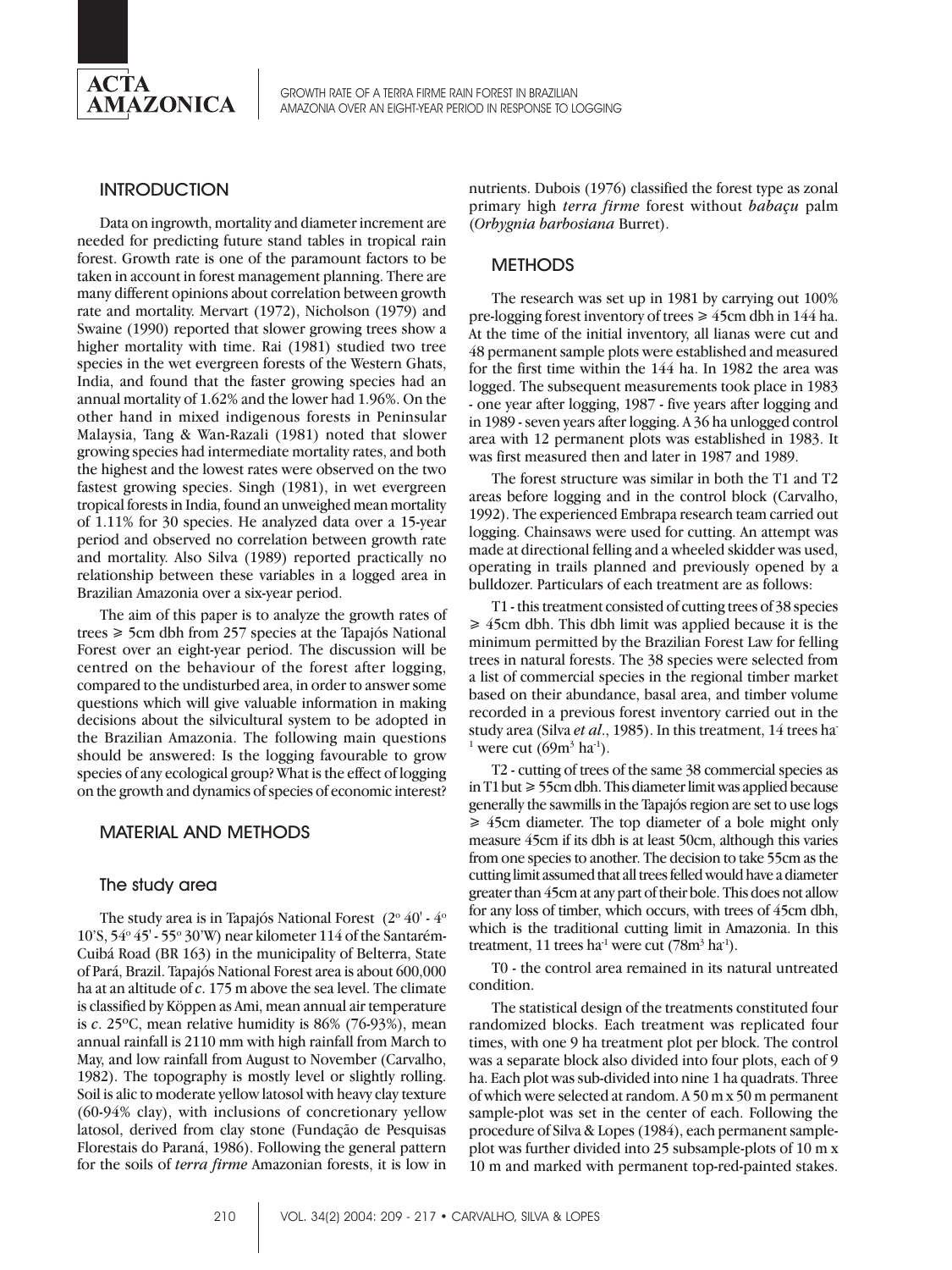## INTRODUCTION

Data on ingrowth, mortality and diameter increment are needed for predicting future stand tables in tropical rain forest. Growth rate is one of the paramount factors to be taken in account in forest management planning. There are many different opinions about correlation between growth rate and mortality. Mervart (1972), Nicholson (1979) and Swaine (1990) reported that slower growing trees show a higher mortality with time. Rai (1981) studied two tree species in the wet evergreen forests of the Western Ghats, India, and found that the faster growing species had an annual mortality of 1.62% and the lower had 1.96%. On the other hand in mixed indigenous forests in Peninsular Malaysia, Tang & Wan-Razali (1981) noted that slower growing species had intermediate mortality rates, and both the highest and the lowest rates were observed on the two fastest growing species. Singh (1981), in wet evergreen tropical forests in India, found an unweighed mean mortality of 1.11% for 30 species. He analyzed data over a 15-year period and observed no correlation between growth rate and mortality. Also Silva (1989) reported practically no relationship between these variables in a logged area in Brazilian Amazonia over a six-year period.

The aim of this paper is to analyze the growth rates of trees ≥ 5cm dbh from 257 species at the Tapajós National Forest over an eight-year period. The discussion will be centred on the behaviour of the forest after logging, compared to the undisturbed area, in order to answer some questions which will give valuable information in making decisions about the silvicultural system to be adopted in the Brazilian Amazonia. The following main questions should be answered: Is the logging favourable to grow species of any ecological group? What is the effect of logging on the growth and dynamics of species of economic interest?

## MATERIAL AND METHODS

### The study area

The study area is in Tapajós National Forest (2° 40' - 4° 10'S, 54° 45' - 55° 30'W) near kilometer 114 of the Santarém-Cuibá Road (BR 163) in the municipality of Belterra, State of Pará, Brazil. Tapajós National Forest area is about 600,000 ha at an altitude of *c*. 175 m above the sea level. The climate is classified by Köppen as Ami, mean annual air temperature is *c*. 25°C, mean relative humidity is 86% (76-93%), mean annual rainfall is 2110 mm with high rainfall from March to May, and low rainfall from August to November (Carvalho, 1982). The topography is mostly level or slightly rolling. Soil is alic to moderate yellow latosol with heavy clay texture (60-94% clay), with inclusions of concretionary yellow latosol, derived from clay stone (Fundação de Pesquisas Florestais do Paraná, 1986). Following the general pattern for the soils of *terra firme* Amazonian forests, it is low in nutrients. Dubois (1976) classified the forest type as zonal primary high *terra firme* forest without *babaçu* palm (*Orbygnia barbosiana* Burret).

## METHODS

The research was set up in 1981 by carrying out 100% pre-logging forest inventory of trees ≥ 45cm dbh in 144 ha. At the time of the initial inventory, all lianas were cut and 48 permanent sample plots were established and measured for the first time within the 144 ha. In 1982 the area was logged. The subsequent measurements took place in 1983 - one year after logging, 1987 - five years after logging and in 1989 - seven years after logging. A 36 ha unlogged control area with 12 permanent plots was established in 1983. It was first measured then and later in 1987 and 1989.

The forest structure was similar in both the T1 and T2 areas before logging and in the control block (Carvalho, 1992). The experienced Embrapa research team carried out logging. Chainsaws were used for cutting. An attempt was made at directional felling and a wheeled skidder was used, operating in trails planned and previously opened by a bulldozer. Particulars of each treatment are as follows:

T1 - this treatment consisted of cutting trees of 38 species ≥ 45cm dbh. This dbh limit was applied because it is the minimum permitted by the Brazilian Forest Law for felling trees in natural forests. The 38 species were selected from a list of commercial species in the regional timber market based on their abundance, basal area, and timber volume recorded in a previous forest inventory carried out in the study area (Silva *et al*., 1985). In this treatment, 14 trees $ha^{-1}$ were cut ($69m^3\ ha^{-1}$).

T2 - cutting of trees of the same 38 commercial species as in T1 but ≥ 55cm dbh. This diameter limit was applied because generally the sawmills in the Tapajós region are set to use logs ≥ 45cm diameter. The top diameter of a bole might only measure 45cm if its dbh is at least 50cm, although this varies from one species to another. The decision to take 55cm as the cutting limit assumed that all trees felled would have a diameter greater than 45cm at any part of their bole. This does not allow for any loss of timber, which occurs, with trees of 45cm dbh, which is the traditional cutting limit in Amazonia. In this treatment, 11 trees $ha^{-1}$ were cut ($78m^3\ ha^{-1}$).

T0 - the control area remained in its natural untreated condition.

The statistical design of the treatments constituted four randomized blocks. Each treatment was replicated four times, with one 9 ha treatment plot per block. The control was a separate block also divided into four plots, each of 9 ha. Each plot was sub-divided into nine 1 ha quadrats. Three of which were selected at random. A 50 m x 50 m permanent sample-plot was set in the center of each. Following the procedure of Silva & Lopes (1984), each permanent sample-plot was further divided into 25 subsample-plots of 10 m x 10 m and marked with permanent top-red-painted stakes.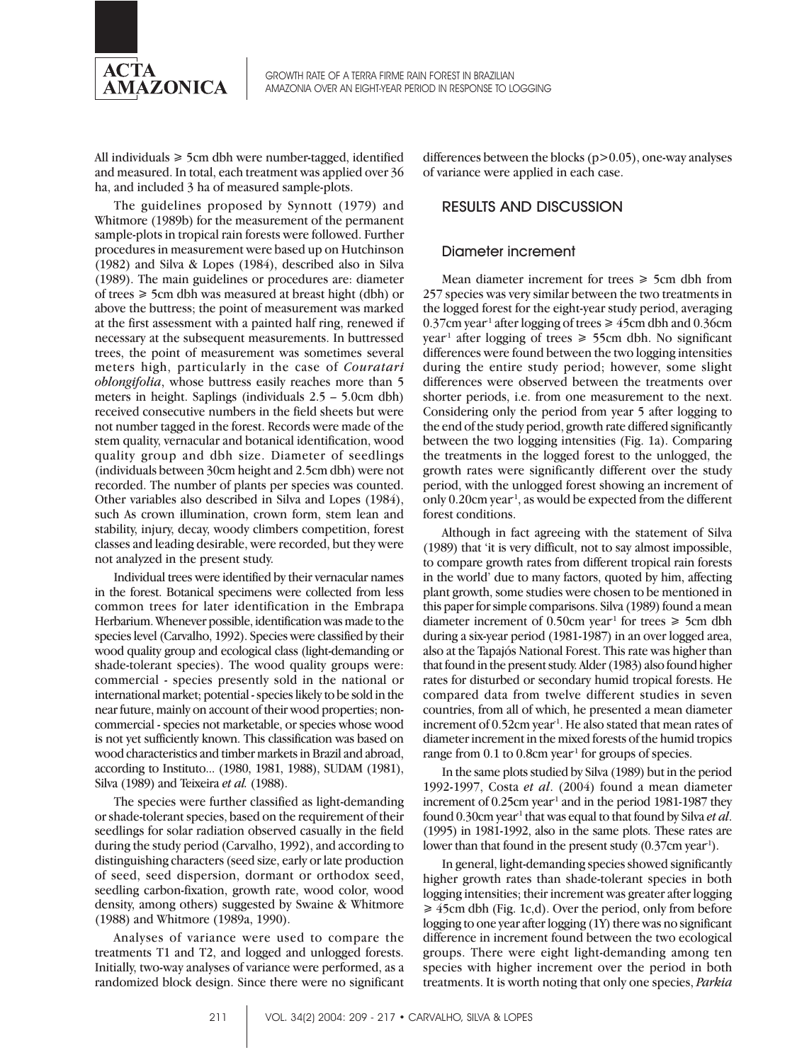All individuals ≥ 5cm dbh were number-tagged, identified and measured. In total, each treatment was applied over 36 ha, and included 3 ha of measured sample-plots.

The guidelines proposed by Synnott (1979) and Whitmore (1989b) for the measurement of the permanent sample-plots in tropical rain forests were followed. Further procedures in measurement were based up on Hutchinson (1982) and Silva & Lopes (1984), described also in Silva (1989). The main guidelines or procedures are: diameter of trees ≥ 5cm dbh was measured at breast hight (dbh) or above the buttress; the point of measurement was marked at the first assessment with a painted half ring, renewed if necessary at the subsequent measurements. In buttressed trees, the point of measurement was sometimes several meters high, particularly in the case of *Couratari oblongifolia*, whose buttress easily reaches more than 5 meters in height. Saplings (individuals 2.5 – 5.0cm dbh) received consecutive numbers in the field sheets but were not number tagged in the forest. Records were made of the stem quality, vernacular and botanical identification, wood quality group and dbh size. Diameter of seedlings (individuals between 30cm height and 2.5cm dbh) were not recorded. The number of plants per species was counted. Other variables also described in Silva and Lopes (1984), such As crown illumination, crown form, stem lean and stability, injury, decay, woody climbers competition, forest classes and leading desirable, were recorded, but they were not analyzed in the present study.

Individual trees were identified by their vernacular names in the forest. Botanical specimens were collected from less common trees for later identification in the Embrapa Herbarium. Whenever possible, identification was made to the species level (Carvalho, 1992). Species were classified by their wood quality group and ecological class (light-demanding or shade-tolerant species). The wood quality groups were: commercial - species presently sold in the national or international market; potential - species likely to be sold in the near future, mainly on account of their wood properties; non-commercial - species not marketable, or species whose wood is not yet sufficiently known. This classification was based on wood characteristics and timber markets in Brazil and abroad, according to Instituto... (1980, 1981, 1988), SUDAM (1981), Silva (1989) and Teixeira *et al.* (1988).

The species were further classified as light-demanding or shade-tolerant species, based on the requirement of their seedlings for solar radiation observed casually in the field during the study period (Carvalho, 1992), and according to distinguishing characters (seed size, early or late production of seed, seed dispersion, dormant or orthodox seed, seedling carbon-fixation, growth rate, wood color, wood density, among others) suggested by Swaine & Whitmore (1988) and Whitmore (1989a, 1990).

Analyses of variance were used to compare the treatments T1 and T2, and logged and unlogged forests. Initially, two-way analyses of variance were performed, as a randomized block design. Since there were no significant differences between the blocks ($p>0.05$), one-way analyses of variance were applied in each case.

## RESULTS AND DISCUSSION

### Diameter increment

Mean diameter increment for trees ≥ 5cm dbh from 257 species was very similar between the two treatments in the logged forest for the eight-year study period, averaging 0.37cm year$^{-1}$ after logging of trees ≥ 45cm dbh and 0.36cm year$^{-1}$ after logging of trees ≥ 55cm dbh. No significant differences were found between the two logging intensities during the entire study period; however, some slight differences were observed between the treatments over shorter periods, i.e. from one measurement to the next. Considering only the period from year 5 after logging to the end of the study period, growth rate differed significantly between the two logging intensities (Fig. 1a). Comparing the treatments in the logged forest to the unlogged, the growth rates were significantly different over the study period, with the unlogged forest showing an increment of only 0.20cm year$^{-1}$, as would be expected from the different forest conditions.

Although in fact agreeing with the statement of Silva (1989) that 'it is very difficult, not to say almost impossible, to compare growth rates from different tropical rain forests in the world' due to many factors, quoted by him, affecting plant growth, some studies were chosen to be mentioned in this paper for simple comparisons. Silva (1989) found a mean diameter increment of 0.50cm year$^{-1}$ for trees ≥ 5cm dbh during a six-year period (1981-1987) in an over logged area, also at the Tapajós National Forest. This rate was higher than that found in the present study. Alder (1983) also found higher rates for disturbed or secondary humid tropical forests. He compared data from twelve different studies in seven countries, from all of which, he presented a mean diameter increment of 0.52cm year$^{-1}$. He also stated that mean rates of diameter increment in the mixed forests of the humid tropics range from 0.1 to 0.8cm year$^{-1}$ for groups of species.

In the same plots studied by Silva (1989) but in the period 1992-1997, Costa *et al*. (2004) found a mean diameter increment of 0.25cm year$^{-1}$ and in the period 1981-1987 they found 0.30cm year$^{-1}$ that was equal to that found by Silva *et al*. (1995) in 1981-1992, also in the same plots. These rates are lower than that found in the present study (0.37cm year$^{-1}$).

In general, light-demanding species showed significantly higher growth rates than shade-tolerant species in both logging intensities; their increment was greater after logging ≥ 45cm dbh (Fig. 1c,d). Over the period, only from before logging to one year after logging (1Y) there was no significant difference in increment found between the two ecological groups. There were eight light-demanding among ten species with higher increment over the period in both treatments. It is worth noting that only one species, *Parkia*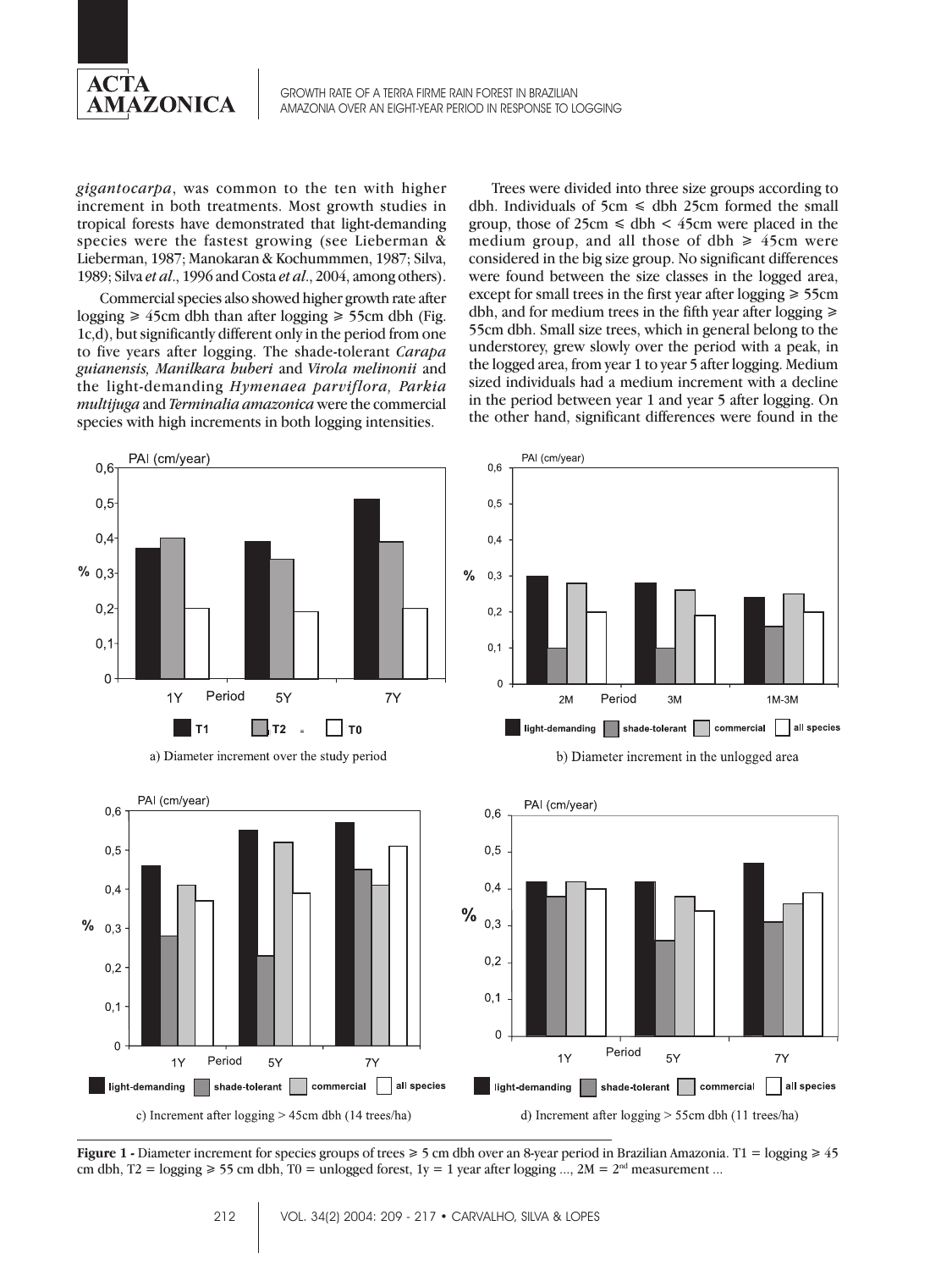*gigantocarpa*, was common to the ten with higher increment in both treatments. Most growth studies in tropical forests have demonstrated that light-demanding species were the fastest growing (see Lieberman & Lieberman, 1987; Manokaran & Kochummmen, 1987; Silva, 1989; Silva *et al*., 1996 and Costa *et al*., 2004, among others).

Commercial species also showed higher growth rate after logging ⩾ 45cm dbh than after logging ⩾ 55cm dbh (Fig. 1c,d), but significantly different only in the period from one to five years after logging. The shade-tolerant *Carapa guianensis, Manilkara huberi* and *Virola melinonii* and the light-demanding *Hymenaea parviflora, Parkia multijuga* and *Terminalia amazonica* were the commercial species with high increments in both logging intensities.

Trees were divided into three size groups according to dbh. Individuals of 5cm ⩽ dbh 25cm formed the small group, those of 25cm ⩽ dbh < 45cm were placed in the medium group, and all those of dbh ⩾ 45cm were considered in the big size group. No significant differences were found between the size classes in the logged area, except for small trees in the first year after logging ⩾ 55cm dbh, and for medium trees in the fifth year after logging ⩾ 55cm dbh. Small size trees, which in general belong to the understorey, grew slowly over the period with a peak, in the logged area, from year 1 to year 5 after logging. Medium sized individuals had a medium increment with a decline in the period between year 1 and year 5 after logging. On the other hand, significant differences were found in the

a) Diameter increment over the study period

b) Diameter increment in the unlogged area

c) Increment after logging > 45cm dbh (14 trees/ha)

d) Increment after logging > 55cm dbh (11 trees/ha)

**Figure 1 -** Diameter increment for species groups of trees ⩾ 5 cm dbh over an 8-year period in Brazilian Amazonia. T1 = logging ⩾ 45 cm dbh, T2 = logging ⩾ 55 cm dbh, T0 = unlogged forest, 1y = 1 year after logging ..., 2M = 2[nd] measurement ...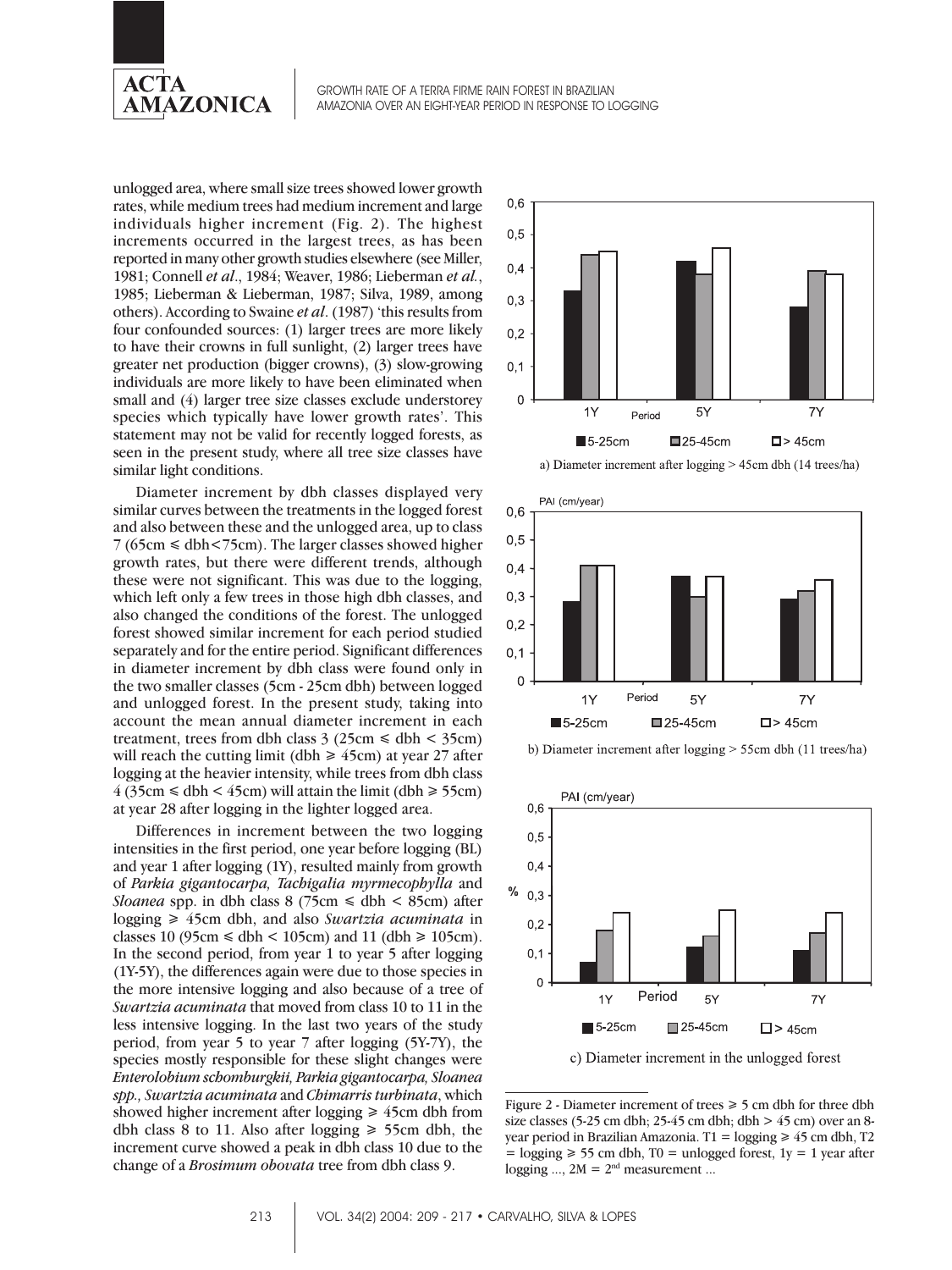unlogged area, where small size trees showed lower growth rates, while medium trees had medium increment and large individuals higher increment (Fig. 2). The highest increments occurred in the largest trees, as has been reported in many other growth studies elsewhere (see Miller, 1981; Connell *et al*., 1984; Weaver, 1986; Lieberman *et al.*, 1985; Lieberman & Lieberman, 1987; Silva, 1989, among others). According to Swaine *et al*. (1987) 'this results from four confounded sources: (1) larger trees are more likely to have their crowns in full sunlight, (2) larger trees have greater net production (bigger crowns), (3) slow-growing individuals are more likely to have been eliminated when small and (4) larger tree size classes exclude understorey species which typically have lower growth rates'. This statement may not be valid for recently logged forests, as seen in the present study, where all tree size classes have similar light conditions.

Diameter increment by dbh classes displayed very similar curves between the treatments in the logged forest and also between these and the unlogged area, up to class 7 (65cm ≤ dbh<75cm). The larger classes showed higher growth rates, but there were different trends, although these were not significant. This was due to the logging, which left only a few trees in those high dbh classes, and also changed the conditions of the forest. The unlogged forest showed similar increment for each period studied separately and for the entire period. Significant differences in diameter increment by dbh class were found only in the two smaller classes (5cm - 25cm dbh) between logged and unlogged forest. In the present study, taking into account the mean annual diameter increment in each treatment, trees from dbh class 3 (25cm ≤ dbh < 35cm) will reach the cutting limit (dbh ≥ 45cm) at year 27 after logging at the heavier intensity, while trees from dbh class 4 (35cm ≤ dbh < 45cm) will attain the limit (dbh ≥ 55cm) at year 28 after logging in the lighter logged area.

Differences in increment between the two logging intensities in the first period, one year before logging (BL) and year 1 after logging (1Y), resulted mainly from growth of *Parkia gigantocarpa, Tachigalia myrmecophylla* and *Sloanea* spp. in dbh class 8 (75cm ≤ dbh < 85cm) after logging ≥ 45cm dbh, and also *Swartzia acuminata* in classes 10 (95cm ≤ dbh < 105cm) and 11 (dbh ≥ 105cm). In the second period, from year 1 to year 5 after logging (1Y-5Y), the differences again were due to those species in the more intensive logging and also because of a tree of *Swartzia acuminata* that moved from class 10 to 11 in the less intensive logging. In the last two years of the study period, from year 5 to year 7 after logging (5Y-7Y), the species mostly responsible for these slight changes were *Enterolobium schomburgkii, Parkia gigantocarpa, Sloanea spp., Swartzia acuminata* and *Chimarris turbinata*, which showed higher increment after logging ≥ 45cm dbh from dbh class 8 to 11. Also after logging ≥ 55cm dbh, the increment curve showed a peak in dbh class 10 due to the change of a *Brosimum obovata* tree from dbh class 9.

a) Diameter increment after logging > 45cm dbh (14 trees/ha)

b) Diameter increment after logging > 55cm dbh (11 trees/ha)

c) Diameter increment in the unlogged forest

Figure 2 - Diameter increment of trees ≥ 5 cm dbh for three dbh size classes (5-25 cm dbh; 25-45 cm dbh; dbh > 45 cm) over an 8-year period in Brazilian Amazonia. T1 = logging ≥ 45 cm dbh, T2 = logging ≥ 55 cm dbh, T0 = unlogged forest, 1y = 1 year after logging ..., 2M = 2[nd] measurement ...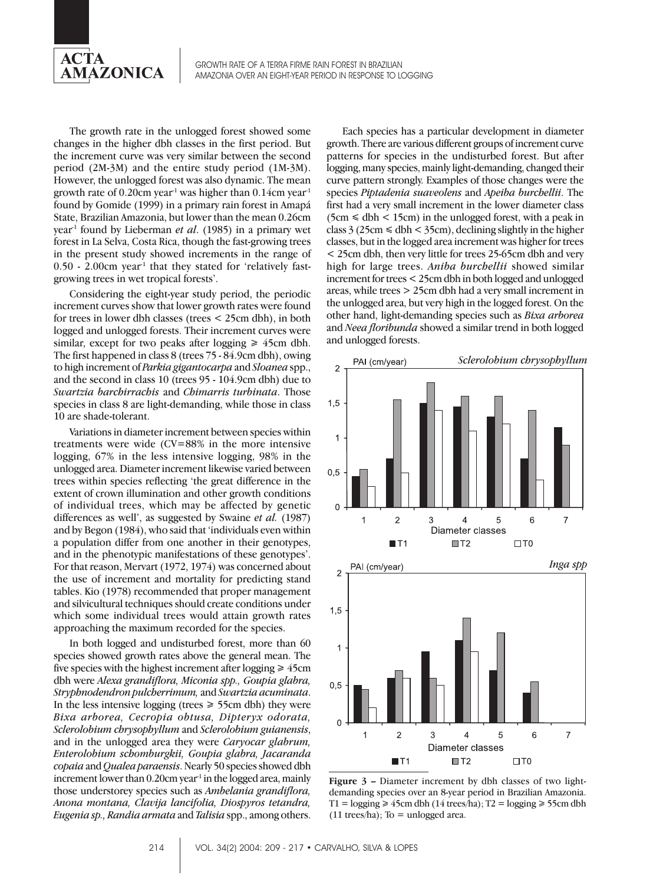The growth rate in the unlogged forest showed some changes in the higher dbh classes in the first period. But the increment curve was very similar between the second period (2M-3M) and the entire study period (1M-3M). However, the unlogged forest was also dynamic. The mean growth rate of 0.20cm year$^{-1}$ was higher than 0.14cm year$^{-1}$ found by Gomide (1999) in a primary rain forest in Amapá State, Brazilian Amazonia, but lower than the mean 0.26cm year$^{-1}$ found by Lieberman *et al*. (1985) in a primary wet forest in La Selva, Costa Rica, though the fast-growing trees in the present study showed increments in the range of 0.50 - 2.00cm year$^{-1}$ that they stated for 'relatively fast-growing trees in wet tropical forests'.

Considering the eight-year study period, the periodic increment curves show that lower growth rates were found for trees in lower dbh classes (trees < 25cm dbh), in both logged and unlogged forests. Their increment curves were similar, except for two peaks after logging ≥ 45cm dbh. The first happened in class 8 (trees 75 - 84.9cm dbh), owing to high increment of *Parkia gigantocarpa* and *Sloanea* spp., and the second in class 10 (trees 95 - 104.9cm dbh) due to *Swartzia barchirrachis* and *Chimarris turbinata*. Those species in class 8 are light-demanding, while those in class 10 are shade-tolerant.

Variations in diameter increment between species within treatments were wide (CV=88% in the more intensive logging, 67% in the less intensive logging, 98% in the unlogged area. Diameter increment likewise varied between trees within species reflecting 'the great difference in the extent of crown illumination and other growth conditions of individual trees, which may be affected by genetic differences as well', as suggested by Swaine *et al.* (1987) and by Begon (1984), who said that 'individuals even within a population differ from one another in their genotypes, and in the phenotypic manifestations of these genotypes'. For that reason, Mervart (1972, 1974) was concerned about the use of increment and mortality for predicting stand tables. Kio (1978) recommended that proper management and silvicultural techniques should create conditions under which some individual trees would attain growth rates approaching the maximum recorded for the species.

In both logged and undisturbed forest, more than 60 species showed growth rates above the general mean. The five species with the highest increment after logging ≥ 45cm dbh were *Alexa grandiflora, Miconia spp., Goupia glabra, Stryphnodendron pulcherrimum,* and *Swartzia acuminata*. In the less intensive logging (trees ≥ 55cm dbh) they were *Bixa arborea, Cecropia obtusa, Dipteryx odorata, Sclerolobium chrysophyllum* and *Sclerolobium guianensis*, and in the unlogged area they were *Caryocar glabrum, Enterolobium schomburgkii, Goupia glabra, Jacaranda copaia* and *Qualea paraensis*. Nearly 50 species showed dbh increment lower than 0.20cm year$^{-1}$ in the logged area, mainly those understorey species such as *Ambelania grandiflora, Anona montana, Clavija lancifolia, Diospyros tetandra, Eugenia sp., Randia armata* and *Talisia* spp., among others.

Each species has a particular development in diameter growth. There are various different groups of increment curve patterns for species in the undisturbed forest. But after logging, many species, mainly light-demanding, changed their curve pattern strongly. Examples of those changes were the species *Piptadenia suaveolens* and *Apeiba burchellii*. The first had a very small increment in the lower diameter class (5cm ≤ dbh < 15cm) in the unlogged forest, with a peak in class 3 (25cm ≤ dbh < 35cm), declining slightly in the higher classes, but in the logged area increment was higher for trees < 25cm dbh, then very little for trees 25-65cm dbh and very high for large trees. *Aniba burchellii* showed similar increment for trees < 25cm dbh in both logged and unlogged areas, while trees > 25cm dbh had a very small increment in the unlogged area, but very high in the logged forest. On the other hand, light-demanding species such as *Bixa arborea* and *Neea floribunda* showed a similar trend in both logged and unlogged forests.

**Figure 3 –** Diameter increment by dbh classes of two light-demanding species over an 8-year period in Brazilian Amazonia. T1 = logging ≥ 45cm dbh (14 trees/ha); T2 = logging ≥ 55cm dbh (11 trees/ha); To = unlogged area.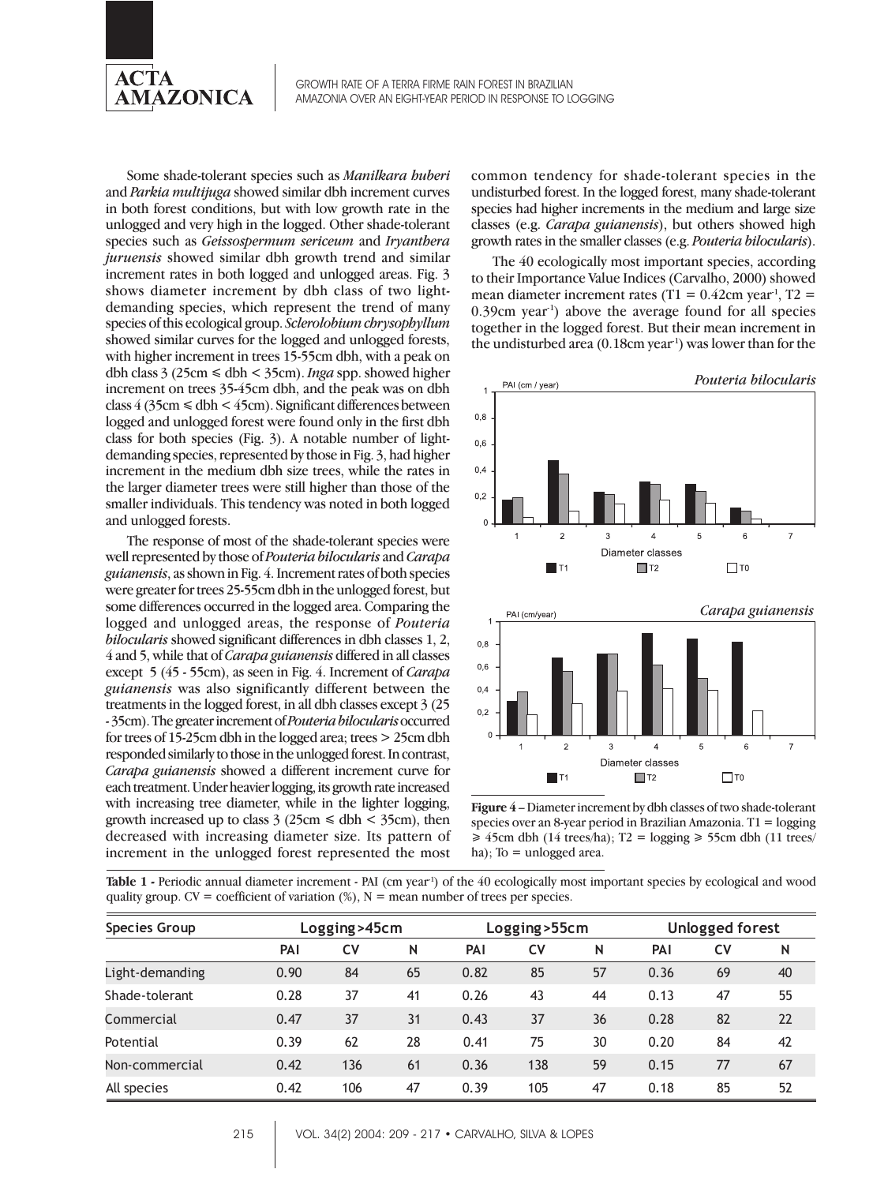Some shade-tolerant species such as *Manilkara huberi* and *Parkia multijuga* showed similar dbh increment curves in both forest conditions, but with low growth rate in the unlogged and very high in the logged. Other shade-tolerant species such as *Geissospermum sericeum* and *Iryanthera juruensis* showed similar dbh growth trend and similar increment rates in both logged and unlogged areas. Fig. 3 shows diameter increment by dbh class of two light-demanding species, which represent the trend of many species of this ecological group. *Sclerolobium chrysophyllum* showed similar curves for the logged and unlogged forests, with higher increment in trees 15-55cm dbh, with a peak on dbh class 3 (25cm ≤ dbh < 35cm). *Inga* spp. showed higher increment on trees 35-45cm dbh, and the peak was on dbh class 4 (35cm ≤ dbh < 45cm). Significant differences between logged and unlogged forest were found only in the first dbh class for both species (Fig. 3). A notable number of light-demanding species, represented by those in Fig. 3, had higher increment in the medium dbh size trees, while the rates in the larger diameter trees were still higher than those of the smaller individuals. This tendency was noted in both logged and unlogged forests.

The response of most of the shade-tolerant species were well represented by those of *Pouteria bilocularis* and *Carapa guianensis*, as shown in Fig. 4. Increment rates of both species were greater for trees 25-55cm dbh in the unlogged forest, but some differences occurred in the logged area. Comparing the logged and unlogged areas, the response of *Pouteria bilocularis* showed significant differences in dbh classes 1, 2, 4 and 5, while that of *Carapa guianensis* differed in all classes except 5 (45 - 55cm), as seen in Fig. 4. Increment of *Carapa guianensis* was also significantly different between the treatments in the logged forest, in all dbh classes except 3 (25 - 35cm). The greater increment of *Pouteria bilocularis* occurred for trees of 15-25cm dbh in the logged area; trees > 25cm dbh responded similarly to those in the unlogged forest. In contrast, *Carapa guianensis* showed a different increment curve for each treatment. Under heavier logging, its growth rate increased with increasing tree diameter, while in the lighter logging, growth increased up to class 3 (25cm ≤ dbh < 35cm), then decreased with increasing diameter size. Its pattern of increment in the unlogged forest represented the most common tendency for shade-tolerant species in the undisturbed forest. In the logged forest, many shade-tolerant species had higher increments in the medium and large size classes (e.g. *Carapa guianensis*), but others showed high growth rates in the smaller classes (e.g. *Pouteria bilocularis*).

The 40 ecologically most important species, according to their Importance Value Indices (Carvalho, 2000) showed mean diameter increment rates (T1 = 0.42cm year$^{-1}$, T2 = 0.39cm year$^{-1}$) above the average found for all species together in the logged forest. But their mean increment in the undisturbed area (0.18cm year$^{-1}$) was lower than for the

**Figure 4** – Diameter increment by dbh classes of two shade-tolerant species over an 8-year period in Brazilian Amazonia. T1 = logging ≥ 45cm dbh (14 trees/ha); T2 = logging ≥ 55cm dbh (11 trees/ ha); To = unlogged area.

**Table 1 -** Periodic annual diameter increment - PAI (cm year$^{-1}$) of the 40 ecologically most important species by ecological and wood quality group. CV = coefficient of variation (%), N = mean number of trees per species.

| Species Group | Logging>45cm | | | Logging>55cm | | | Unlogged forest | | |
|---|---|---|---|---|---|---|---|---|---|
| | PAI | CV | N | PAI | CV | N | PAI | CV | N |
| Light-demanding | 0.90 | 84 | 65 | 0.82 | 85 | 57 | 0.36 | 69 | 40 |
| Shade-tolerant | 0.28 | 37 | 41 | 0.26 | 43 | 44 | 0.13 | 47 | 55 |
| Commercial | 0.47 | 37 | 31 | 0.43 | 37 | 36 | 0.28 | 82 | 22 |
| Potential | 0.39 | 62 | 28 | 0.41 | 75 | 30 | 0.20 | 84 | 42 |
| Non-commercial | 0.42 | 136 | 61 | 0.36 | 138 | 59 | 0.15 | 77 | 67 |
| All species | 0.42 | 106 | 47 | 0.39 | 105 | 47 | 0.18 | 85 | 52 |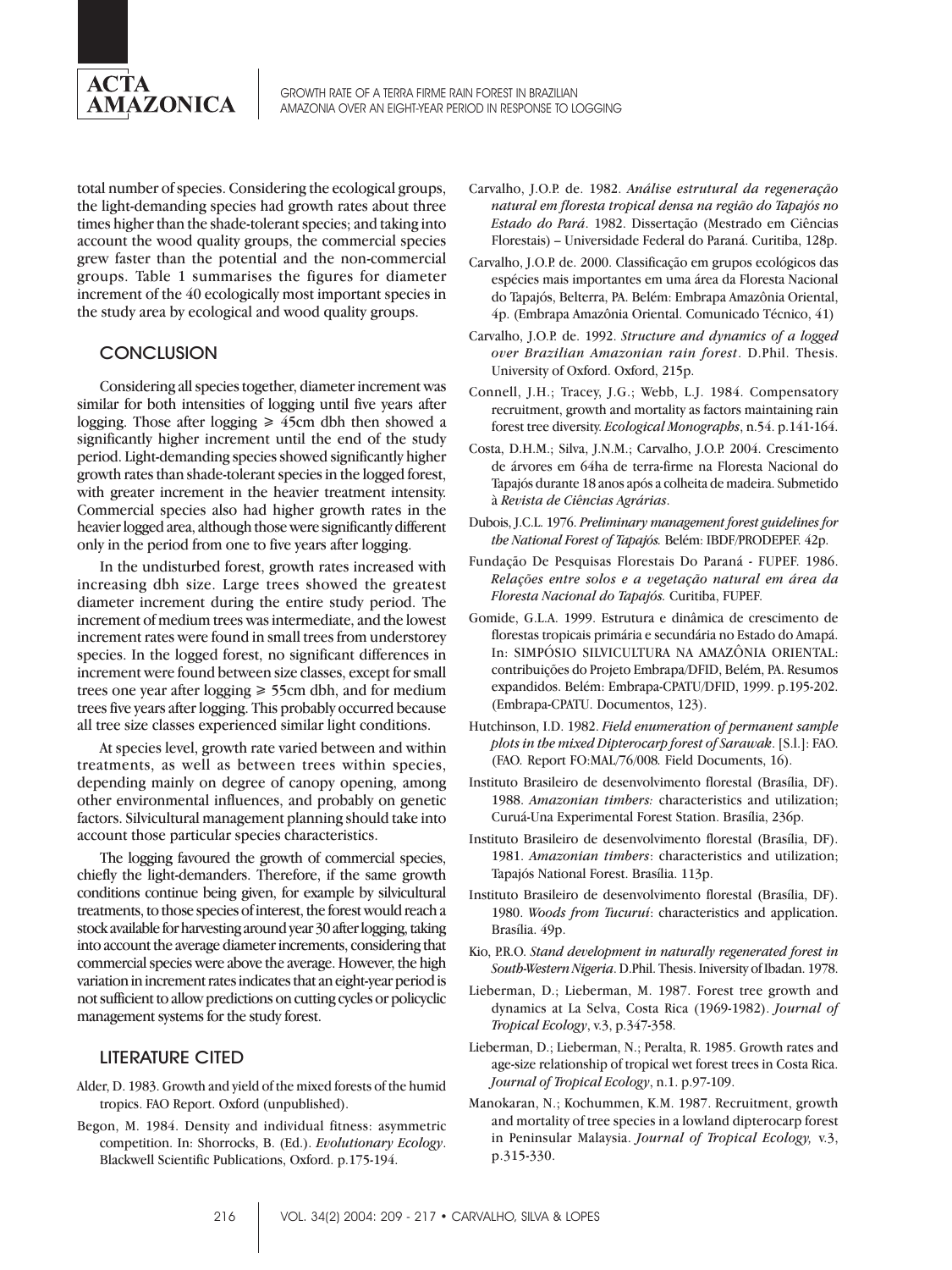total number of species. Considering the ecological groups, the light-demanding species had growth rates about three times higher than the shade-tolerant species; and taking into account the wood quality groups, the commercial species grew faster than the potential and the non-commercial groups. Table 1 summarises the figures for diameter increment of the 40 ecologically most important species in the study area by ecological and wood quality groups.

## CONCLUSION

Considering all species together, diameter increment was similar for both intensities of logging until five years after logging. Those after logging ≥ 45cm dbh then showed a significantly higher increment until the end of the study period. Light-demanding species showed significantly higher growth rates than shade-tolerant species in the logged forest, with greater increment in the heavier treatment intensity. Commercial species also had higher growth rates in the heavier logged area, although those were significantly different only in the period from one to five years after logging.

In the undisturbed forest, growth rates increased with increasing dbh size. Large trees showed the greatest diameter increment during the entire study period. The increment of medium trees was intermediate, and the lowest increment rates were found in small trees from understorey species. In the logged forest, no significant differences in increment were found between size classes, except for small trees one year after logging ≥ 55cm dbh, and for medium trees five years after logging. This probably occurred because all tree size classes experienced similar light conditions.

At species level, growth rate varied between and within treatments, as well as between trees within species, depending mainly on degree of canopy opening, among other environmental influences, and probably on genetic factors. Silvicultural management planning should take into account those particular species characteristics.

The logging favoured the growth of commercial species, chiefly the light-demanders. Therefore, if the same growth conditions continue being given, for example by silvicultural treatments, to those species of interest, the forest would reach a stock available for harvesting around year 30 after logging, taking into account the average diameter increments, considering that commercial species were above the average. However, the high variation in increment rates indicates that an eight-year period is not sufficient to allow predictions on cutting cycles or policyclic management systems for the study forest.

## LITERATURE CITED

Alder, D. 1983. Growth and yield of the mixed forests of the humid tropics. FAO Report. Oxford (unpublished).

Begon, M. 1984. Density and individual fitness: asymmetric competition. In: Shorrocks, B. (Ed.). *Evolutionary Ecology*. Blackwell Scientific Publications, Oxford. p.175-194.

Carvalho, J.O.P. de. 1982. *Análise estrutural da regeneração natural em floresta tropical densa na região do Tapajós no Estado do Pará*. 1982. Dissertação (Mestrado em Ciências Florestais) – Universidade Federal do Paraná. Curitiba, 128p.

Carvalho, J.O.P. de. 2000. Classificação em grupos ecológicos das espécies mais importantes em uma área da Floresta Nacional do Tapajós, Belterra, PA. Belém: Embrapa Amazônia Oriental, 4p. (Embrapa Amazônia Oriental. Comunicado Técnico, 41)

Carvalho, J.O.P. de. 1992. *Structure and dynamics of a logged over Brazilian Amazonian rain forest*. D.Phil. Thesis. University of Oxford. Oxford, 215p.

Connell, J.H.; Tracey, J.G.; Webb, L.J. 1984. Compensatory recruitment, growth and mortality as factors maintaining rain forest tree diversity. *Ecological Monographs*, n.54. p.141-164.

Costa, D.H.M.; Silva, J.N.M.; Carvalho, J.O.P. 2004. Crescimento de árvores em 64ha de terra-firme na Floresta Nacional do Tapajós durante 18 anos após a colheita de madeira. Submetido à *Revista de Ciências Agrárias*.

Dubois, J.C.L. 1976. *Preliminary management forest guidelines for the National Forest of Tapajós.* Belém: IBDF/PRODEPEF. 42p.

Fundação De Pesquisas Florestais Do Paraná - FUPEF. 1986. *Relações entre solos e a vegetação natural em área da Floresta Nacional do Tapajós.* Curitiba, FUPEF.

Gomide, G.L.A. 1999. Estrutura e dinâmica de crescimento de florestas tropicais primária e secundária no Estado do Amapá. In: SIMPÓSIO SILVICULTURA NA AMAZÔNIA ORIENTAL: contribuições do Projeto Embrapa/DFID, Belém, PA. Resumos expandidos. Belém: Embrapa-CPATU/DFID, 1999. p.195-202. (Embrapa-CPATU. Documentos, 123).

Hutchinson, I.D. 1982. *Field enumeration of permanent sample plots in the mixed Dipterocarp forest of Sarawak*. [S.l.]: FAO. (FAO. Report FO:MAL/76/008. Field Documents, 16).

Instituto Brasileiro de desenvolvimento florestal (Brasília, DF). 1988. *Amazonian timbers:* characteristics and utilization; Curuá-Una Experimental Forest Station. Brasília, 236p.

Instituto Brasileiro de desenvolvimento florestal (Brasília, DF). 1981. *Amazonian timbers*: characteristics and utilization; Tapajós National Forest. Brasília. 113p.

Instituto Brasileiro de desenvolvimento florestal (Brasília, DF). 1980. *Woods from Tucuruí*: characteristics and application. Brasília. 49p.

Kio, P.R.O. *Stand development in naturally regenerated forest in South-Western Nigeria*. D.Phil. Thesis. University of Ibadan. 1978.

Lieberman, D.; Lieberman, M. 1987. Forest tree growth and dynamics at La Selva, Costa Rica (1969-1982). *Journal of Tropical Ecology*, v.3, p.347-358.

Lieberman, D.; Lieberman, N.; Peralta, R. 1985. Growth rates and age-size relationship of tropical wet forest trees in Costa Rica. *Journal of Tropical Ecology*, n.1. p.97-109.

Manokaran, N.; Kochummen, K.M. 1987. Recruitment, growth and mortality of tree species in a lowland dipterocarp forest in Peninsular Malaysia. *Journal of Tropical Ecology,* v.3, p.315-330.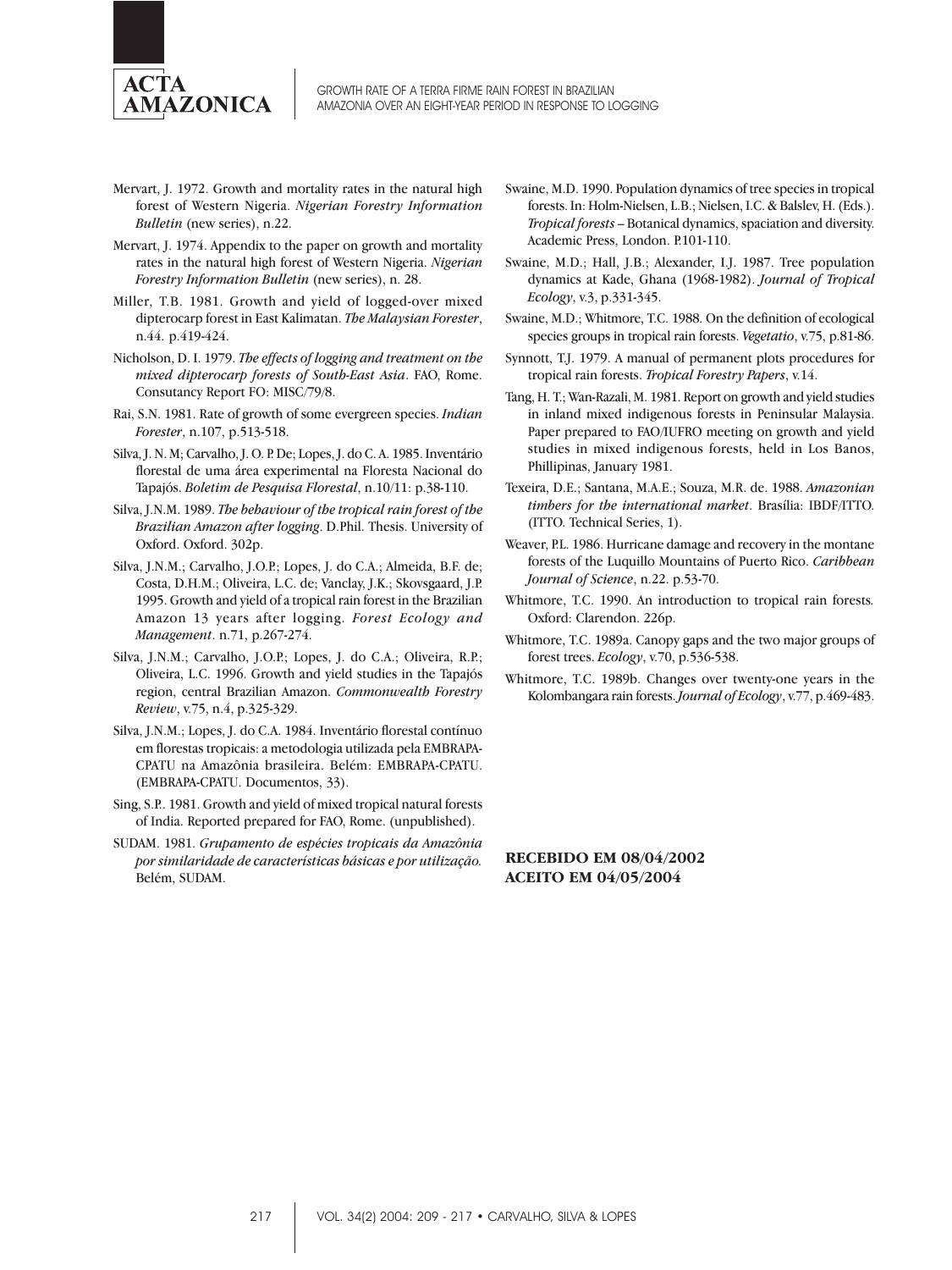Mervart, J. 1972. Growth and mortality rates in the natural high forest of Western Nigeria. *Nigerian Forestry Information Bulletin* (new series), n.22.

Mervart, J. 1974. Appendix to the paper on growth and mortality rates in the natural high forest of Western Nigeria. *Nigerian Forestry Information Bulletin* (new series), n. 28.

Miller, T.B. 1981. Growth and yield of logged-over mixed dipterocarp forest in East Kalimatan. *The Malaysian Forester*, n.44. p.419-424.

Nicholson, D. I. 1979. *The effects of logging and treatment on the mixed dipterocarp forests of South-East Asia*. FAO, Rome. Consutancy Report FO: MISC/79/8.

Rai, S.N. 1981. Rate of growth of some evergreen species. *Indian Forester*, n.107, p.513-518.

Silva, J. N. M; Carvalho, J. O. P. De; Lopes, J. do C. A. 1985. Inventário florestal de uma área experimental na Floresta Nacional do Tapajós. *Boletim de Pesquisa Florestal*, n.10/11: p.38-110.

Silva, J.N.M. 1989. *The behaviour of the tropical rain forest of the Brazilian Amazon after logging*. D.Phil. Thesis. University of Oxford. Oxford. 302p.

Silva, J.N.M.; Carvalho, J.O.P.; Lopes, J. do C.A.; Almeida, B.F. de; Costa, D.H.M.; Oliveira, L.C. de; Vanclay, J.K.; Skovsgaard, J.P. 1995. Growth and yield of a tropical rain forest in the Brazilian Amazon 13 years after logging. *Forest Ecology and Management*. n.71, p.267-274.

Silva, J.N.M.; Carvalho, J.O.P.; Lopes, J. do C.A.; Oliveira, R.P.; Oliveira, L.C. 1996. Growth and yield studies in the Tapajós region, central Brazilian Amazon. *Commonwealth Forestry Review*, v.75, n.4, p.325-329.

Silva, J.N.M.; Lopes, J. do C.A. 1984. Inventário florestal contínuo em florestas tropicais: a metodologia utilizada pela EMBRAPA-CPATU na Amazônia brasileira. Belém: EMBRAPA-CPATU. (EMBRAPA-CPATU. Documentos, 33).

Sing, S.P.. 1981. Growth and yield of mixed tropical natural forests of India. Reported prepared for FAO, Rome. (unpublished).

SUDAM. 1981. *Grupamento de espécies tropicais da Amazônia por similaridade de características básicas e por utilização.* Belém, SUDAM.

Swaine, M.D. 1990. Population dynamics of tree species in tropical forests. In: Holm-Nielsen, L.B.; Nielsen, I.C. & Balslev, H. (Eds.). *Tropical forests* – Botanical dynamics, spaciation and diversity. Academic Press, London. P.101-110.

Swaine, M.D.; Hall, J.B.; Alexander, I.J. 1987. Tree population dynamics at Kade, Ghana (1968-1982). *Journal of Tropical Ecology*, v.3, p.331-345.

Swaine, M.D.; Whitmore, T.C. 1988. On the definition of ecological species groups in tropical rain forests. *Vegetatio*, v.75, p.81-86.

Synnott, T.J. 1979. A manual of permanent plots procedures for tropical rain forests. *Tropical Forestry Papers*, v.14.

Tang, H. T.; Wan-Razali, M. 1981. Report on growth and yield studies in inland mixed indigenous forests in Peninsular Malaysia. Paper prepared to FAO/IUFRO meeting on growth and yield studies in mixed indigenous forests, held in Los Banos, Phillipinas, January 1981.

Texeira, D.E.; Santana, M.A.E.; Souza, M.R. de. 1988. *Amazonian timbers for the international market*. Brasília: IBDF/ITTO. (ITTO. Technical Series, 1).

Weaver, P.L. 1986. Hurricane damage and recovery in the montane forests of the Luquillo Mountains of Puerto Rico. *Caribbean Journal of Science*, n.22. p.53-70.

Whitmore, T.C. 1990. An introduction to tropical rain forests. Oxford: Clarendon. 226p.

Whitmore, T.C. 1989a. Canopy gaps and the two major groups of forest trees. *Ecology*, v.70, p.536-538.

Whitmore, T.C. 1989b. Changes over twenty-one years in the Kolombangara rain forests. *Journal of Ecology*, v.77, p.469-483.

**RECEBIDO EM 08/04/2002**
**ACEITO EM 04/05/2004**